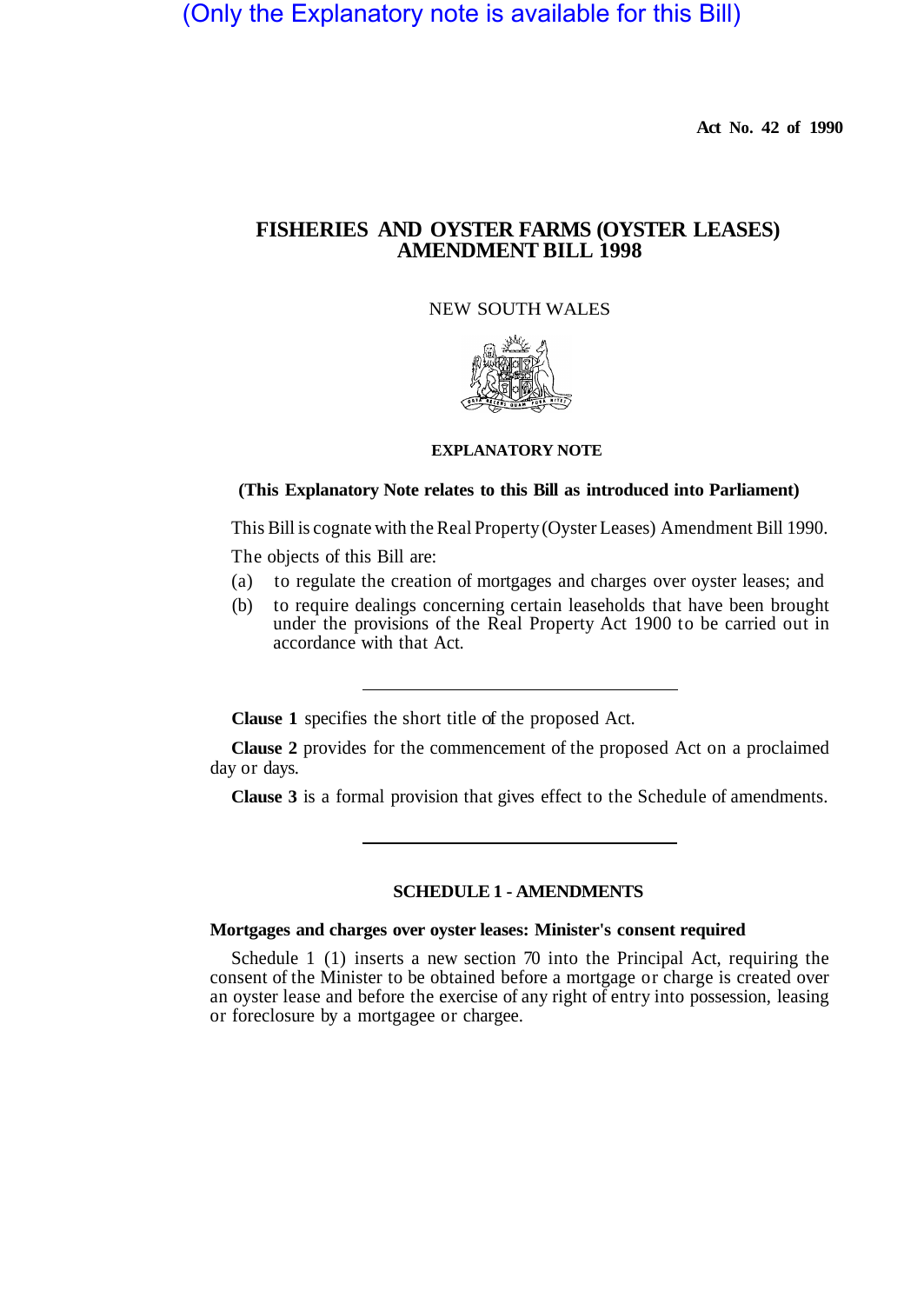(Only the Explanatory note is available for this Bill)

Act No. 42 of 1990

# FISHERIES AND OYSTER FARMS (OYSTER LEASES) AMENDMENT BILL 1998

NEW SOUTH WALES

## EXPLANATORY NOTE

**(This Explanatory Note relates to this Bill as introduced into Parliament)**

This Bill is cognate with the Real Property (Oyster Leases) Amendment Bill 1990.

The objects of this Bill are:

(a) to regulate the creation of mortgages and charges over oyster leases; and

(b) to require dealings concerning certain leaseholds that have been brought under the provisions of the Real Property Act 1900 to be carried out in accordance with that Act.

---

**Clause 1** specifies the short title of the proposed Act.

**Clause 2** provides for the commencement of the proposed Act on a proclaimed day or days.

**Clause 3** is a formal provision that gives effect to the Schedule of amendments.

---

## SCHEDULE 1 - AMENDMENTS

### Mortgages and charges over oyster leases: Minister's consent required

Schedule 1 (1) inserts a new section 70 into the Principal Act, requiring the consent of the Minister to be obtained before a mortgage or charge is created over an oyster lease and before the exercise of any right of entry into possession, leasing or foreclosure by a mortgagee or chargee.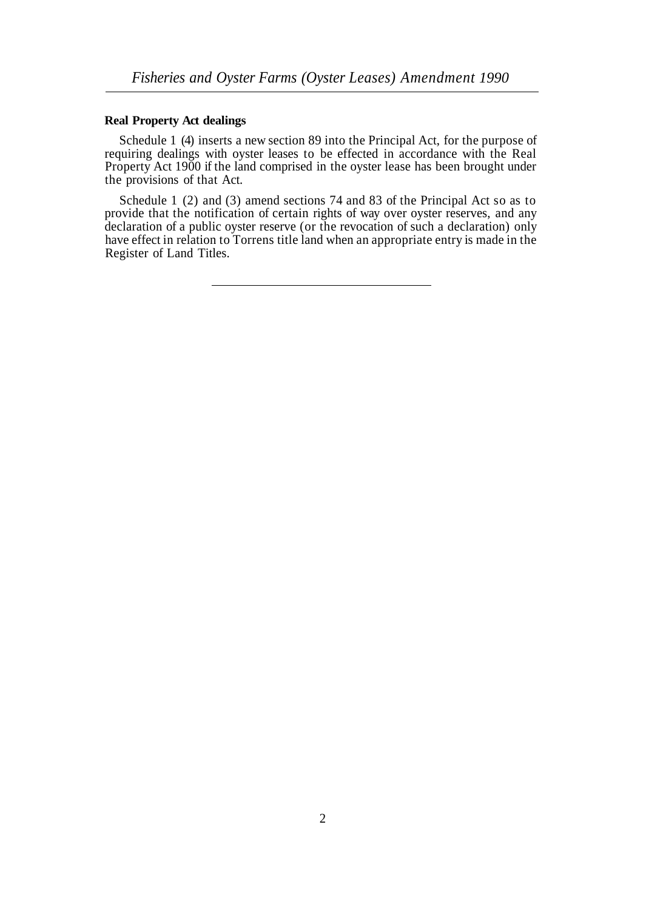**Real Property Act dealings**

Schedule 1 (4) inserts a new section 89 into the Principal Act, for the purpose of requiring dealings with oyster leases to be effected in accordance with the Real Property Act 1900 if the land comprised in the oyster lease has been brought under the provisions of that Act.

Schedule 1 (2) and (3) amend sections 74 and 83 of the Principal Act so as to provide that the notification of certain rights of way over oyster reserves, and any declaration of a public oyster reserve (or the revocation of such a declaration) only have effect in relation to Torrens title land when an appropriate entry is made in the Register of Land Titles.